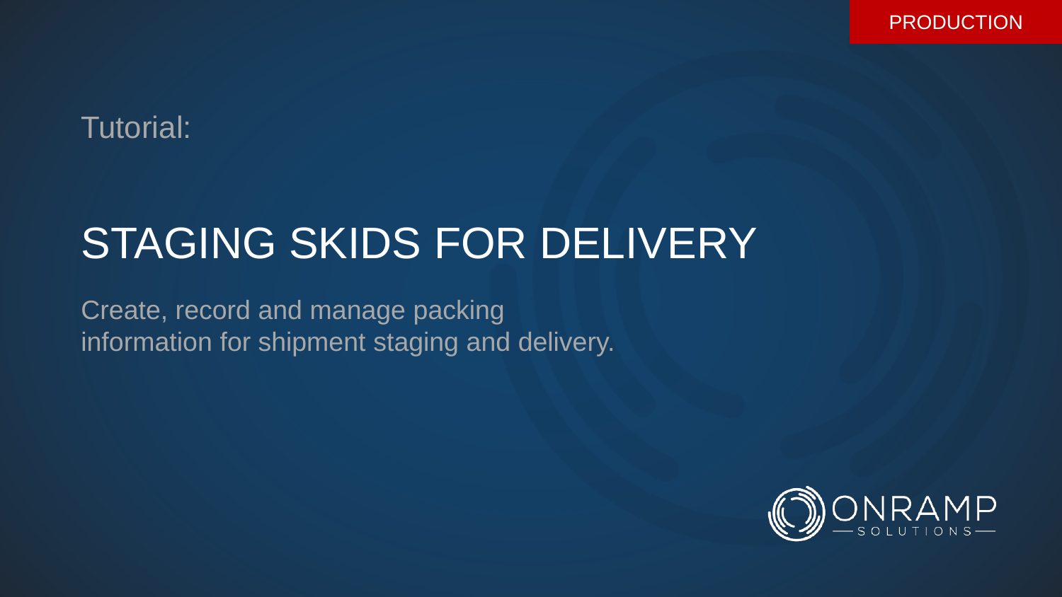PRODUCTION

Tutorial:

# STAGING SKIDS FOR DELIVERY

Create, record and manage packing information for shipment staging and delivery.

ONRAMP SOLUTIONS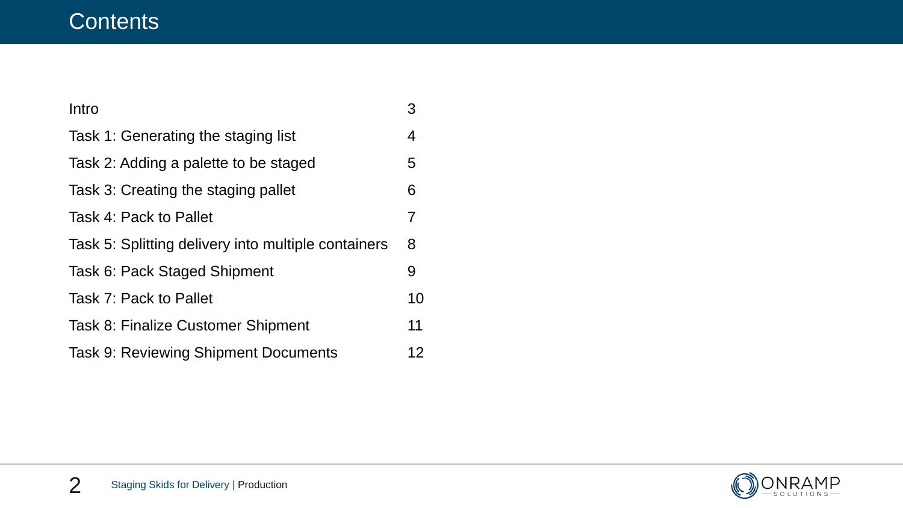# Contents

| | |
|---|---|
| Intro | 3 |
| Task 1: Generating the staging list | 4 |
| Task 2: Adding a palette to be staged | 5 |
| Task 3: Creating the staging pallet | 6 |
| Task 4: Pack to Pallet | 7 |
| Task 5: Splitting delivery into multiple containers | 8 |
| Task 6: Pack Staged Shipment | 9 |
| Task 7: Pack to Pallet | 10 |
| Task 8: Finalize Customer Shipment | 11 |
| Task 9: Reviewing Shipment Documents | 12 |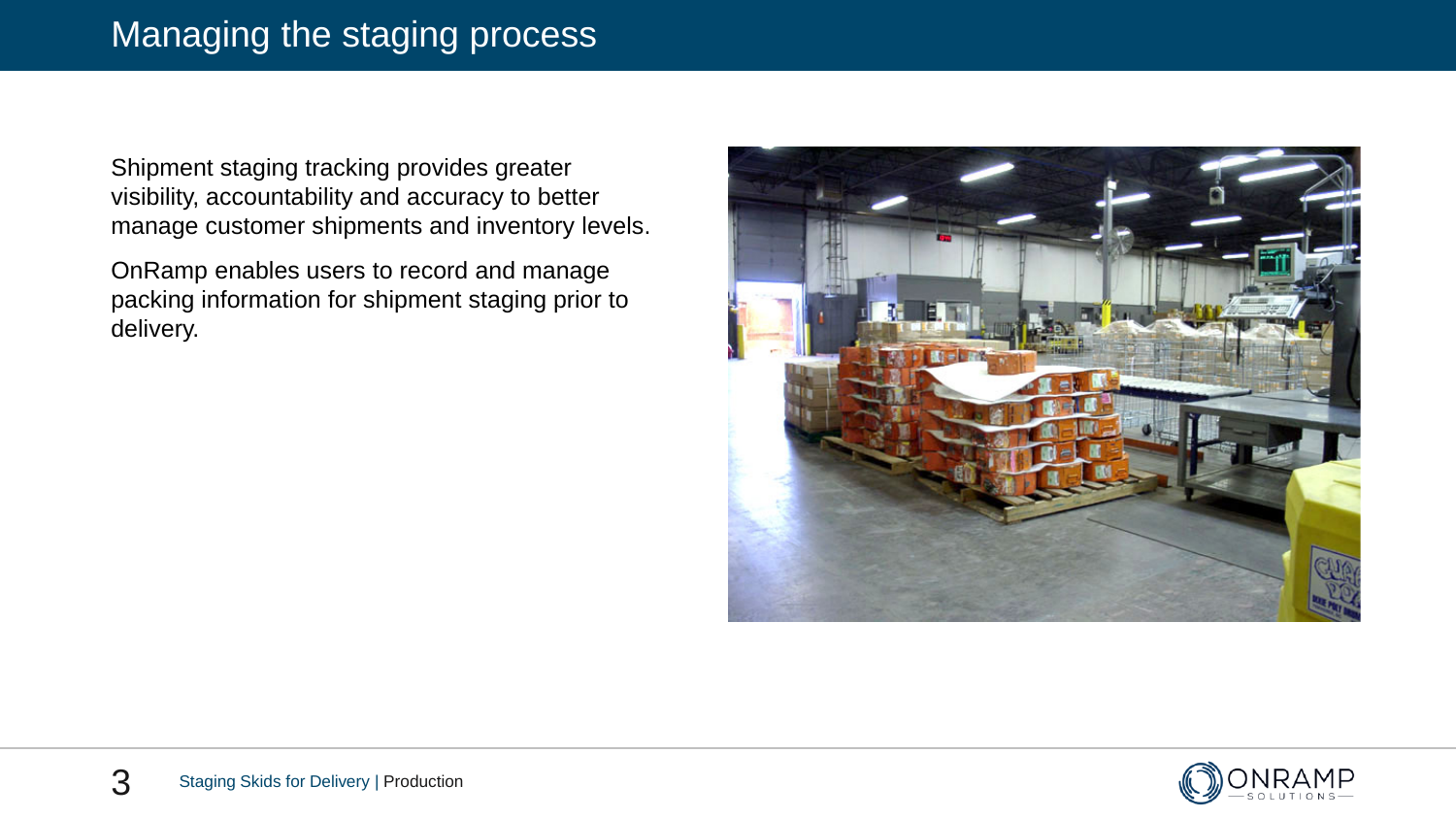# Managing the staging process

Shipment staging tracking provides greater visibility, accountability and accuracy to better manage customer shipments and inventory levels.

OnRamp enables users to record and manage packing information for shipment staging prior to delivery.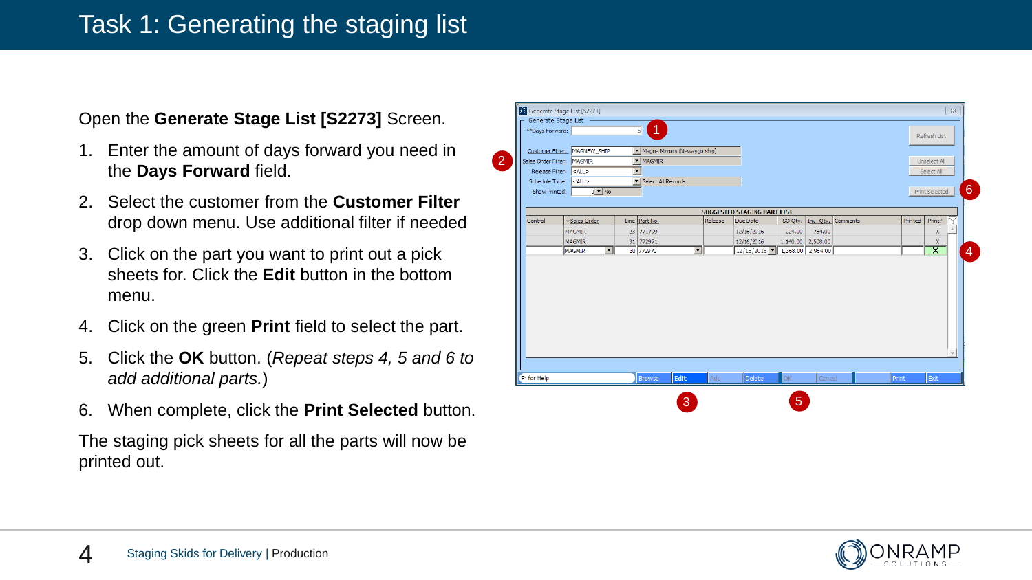# Task 1: Generating the staging list

Open the **Generate Stage List [S2273]** Screen.

1. Enter the amount of days forward you need in the **Days Forward** field.
2. Select the customer from the **Customer Filter** drop down menu. Use additional filter if needed
3. Click on the part you want to print out a pick sheets for. Click the **Edit** button in the bottom menu.
4. Click on the green **Print** field to select the part.
5. Click the **OK** button. (*Repeat steps 4, 5 and 6 to add additional parts.*)
6. When complete, click the **Print Selected** button.

The staging pick sheets for all the parts will now be printed out.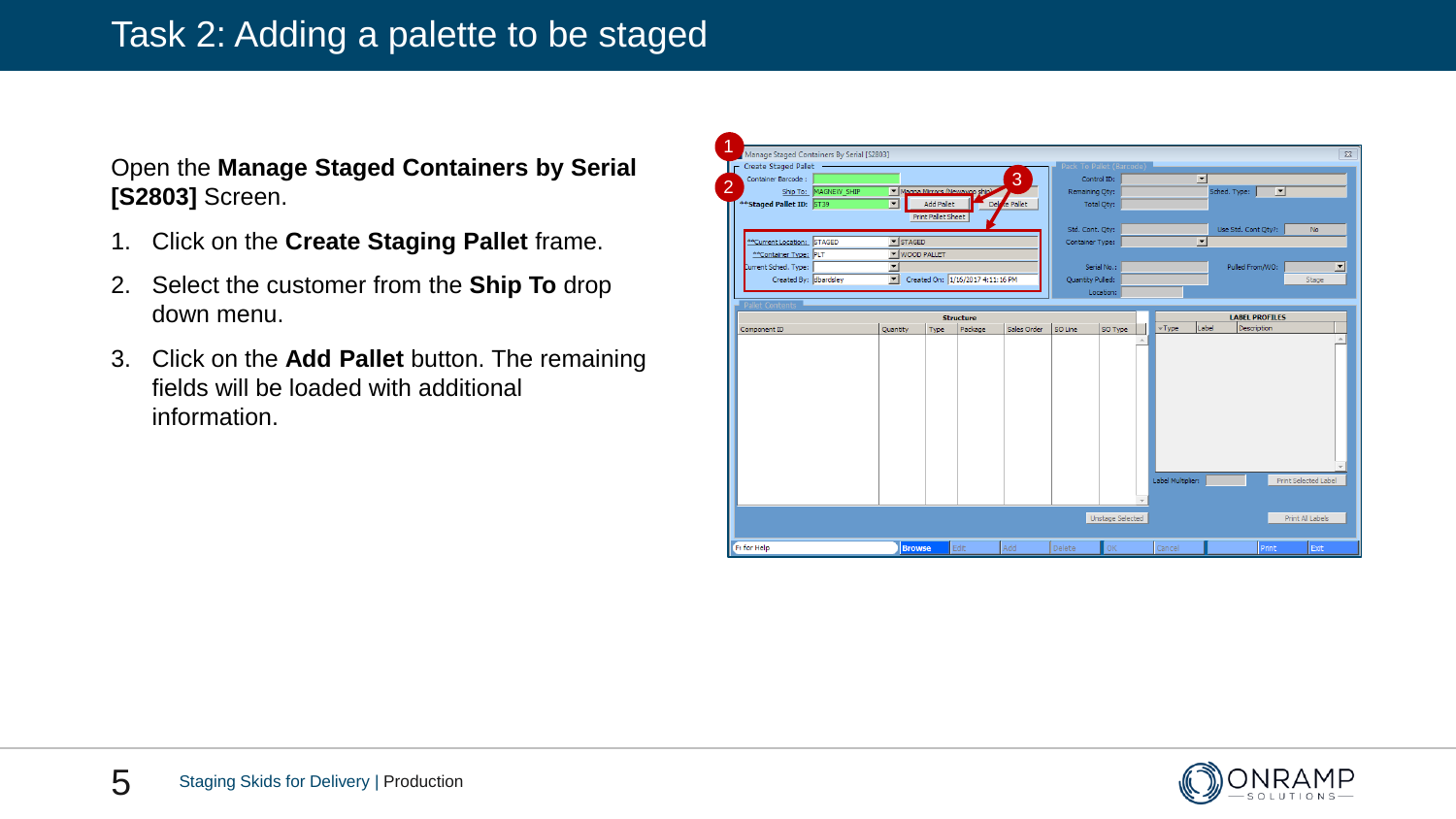# Task 2: Adding a palette to be staged

Open the **Manage Staged Containers by Serial [S2803]** Screen.

1. Click on the **Create Staging Pallet** frame.
2. Select the customer from the **Ship To** drop down menu.
3. Click on the **Add Pallet** button. The remaining fields will be loaded with additional information.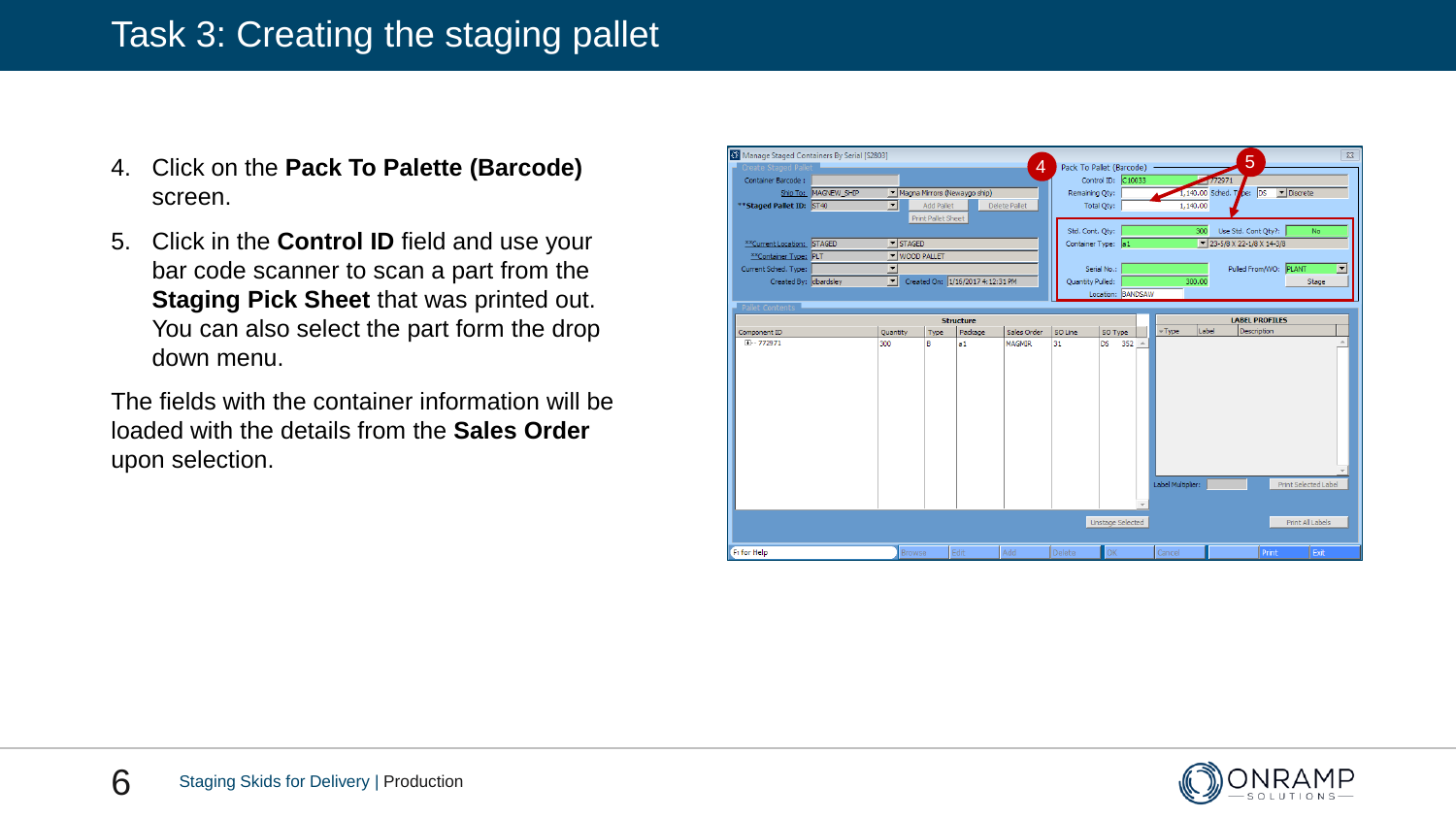# Task 3: Creating the staging pallet

4. Click on the **Pack To Palette (Barcode)** screen.
5. Click in the **Control ID** field and use your bar code scanner to scan a part from the **Staging Pick Sheet** that was printed out. You can also select the part form the drop down menu.

The fields with the container information will be loaded with the details from the **Sales Order** upon selection.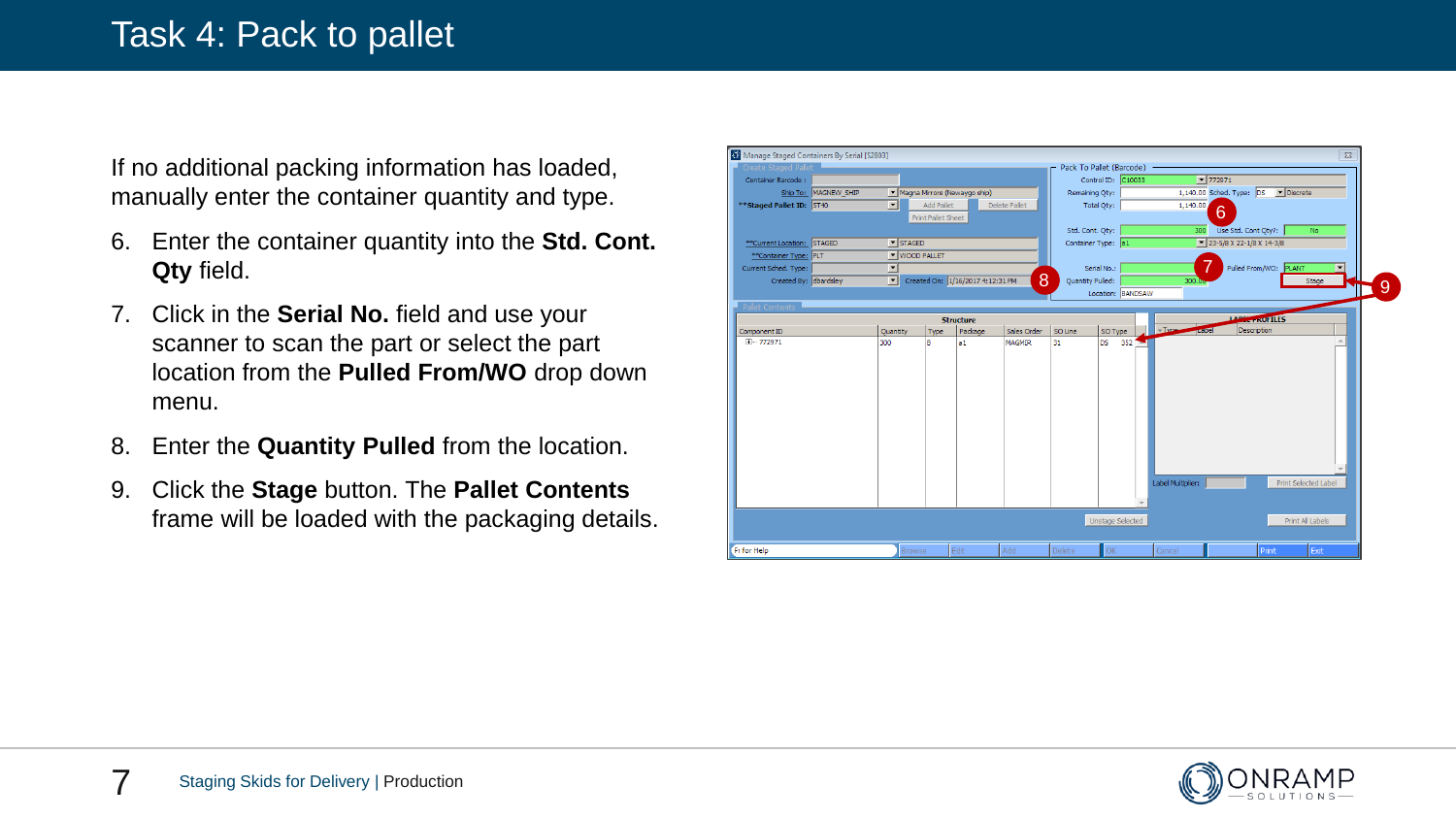# Task 4: Pack to pallet

If no additional packing information has loaded, manually enter the container quantity and type.

6. Enter the container quantity into the **Std. Cont. Qty** field.
7. Click in the **Serial No.** field and use your scanner to scan the part or select the part location from the **Pulled From/WO** drop down menu.
8. Enter the **Quantity Pulled** from the location.
9. Click the **Stage** button. The **Pallet Contents** frame will be loaded with the packaging details.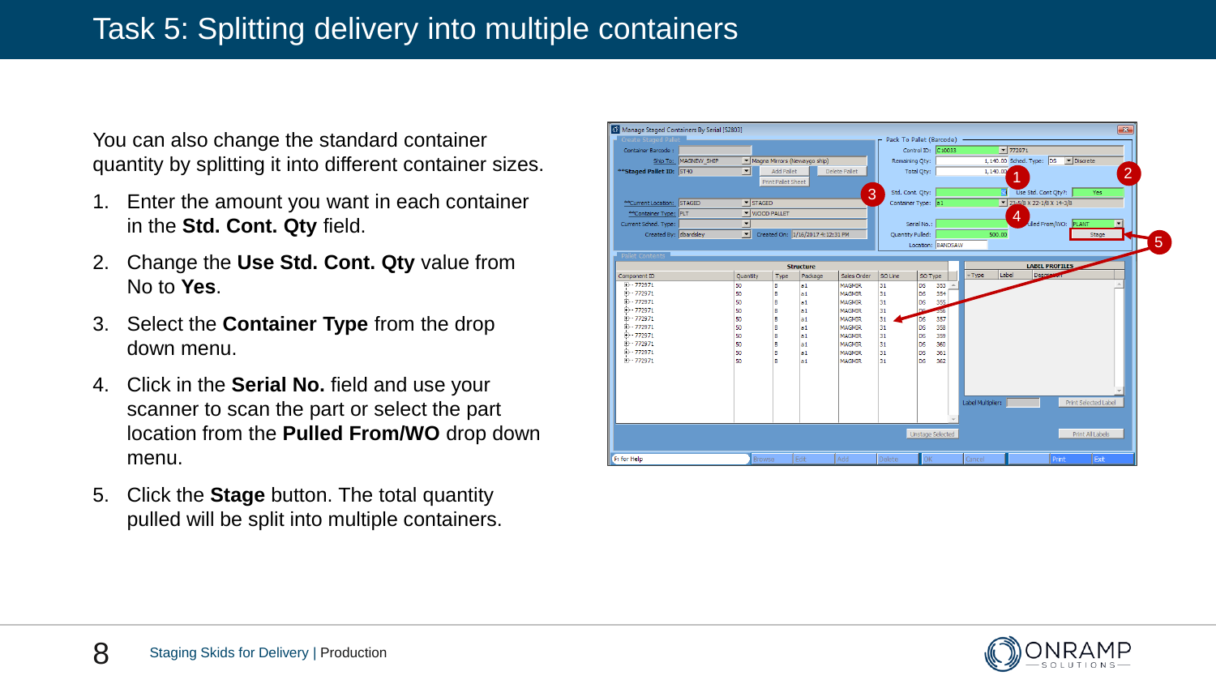# Task 5: Splitting delivery into multiple containers

You can also change the standard container quantity by splitting it into different container sizes.

1. Enter the amount you want in each container in the **Std. Cont. Qty** field.
2. Change the **Use Std. Cont. Qty** value from No to **Yes**.
3. Select the **Container Type** from the drop down menu.
4. Click in the **Serial No.** field and use your scanner to scan the part or select the part location from the **Pulled From/WO** drop down menu.
5. Click the **Stage** button. The total quantity pulled will be split into multiple containers.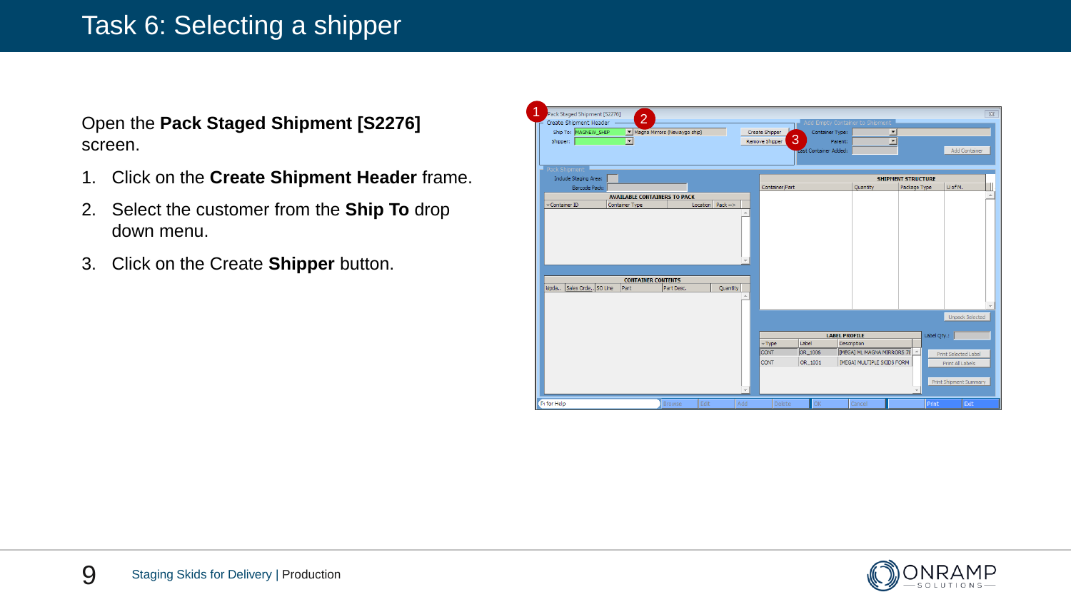# Task 6: Selecting a shipper

Open the **Pack Staged Shipment [S2276]** screen.

1. Click on the **Create Shipment Header** frame.
2. Select the customer from the **Ship To** drop down menu.
3. Click on the Create **Shipper** button.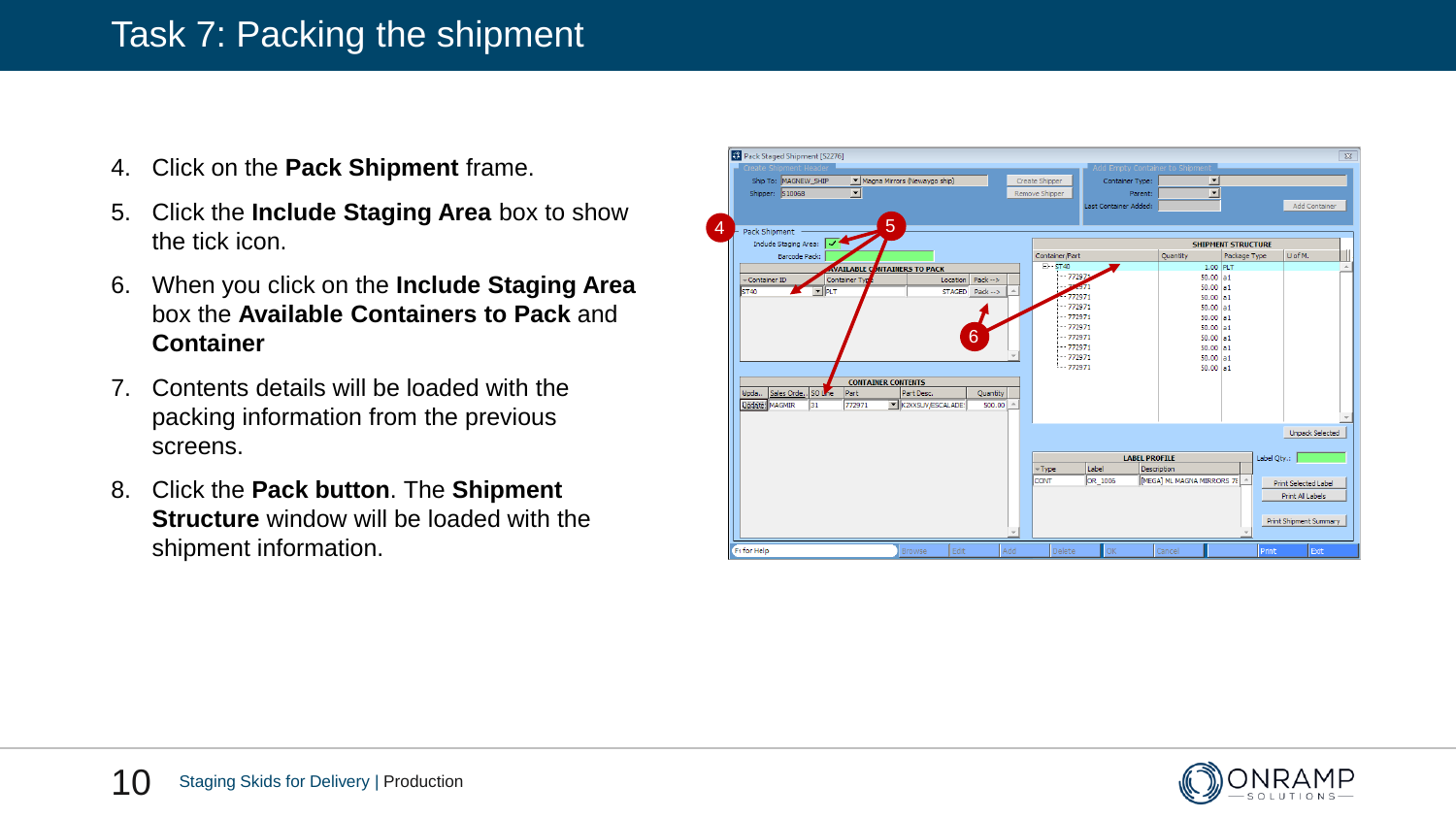# Task 7: Packing the shipment

4. Click on the **Pack Shipment** frame.
5. Click the **Include Staging Area** box to show the tick icon.
6. When you click on the **Include Staging Area** box the **Available Containers to Pack** and **Container**
7. Contents details will be loaded with the packing information from the previous screens.
8. Click the **Pack button**. The **Shipment Structure** window will be loaded with the shipment information.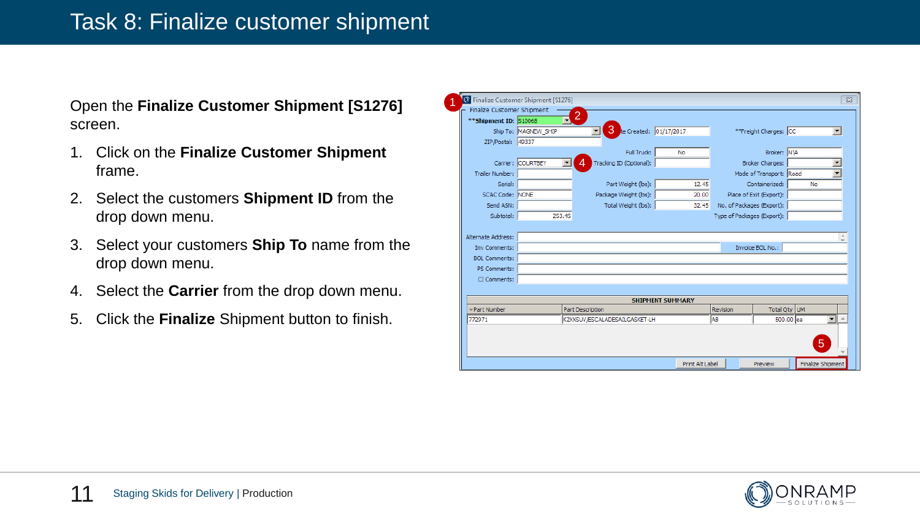# Task 8: Finalize customer shipment

Open the **Finalize Customer Shipment [S1276]** screen.

1. Click on the **Finalize Customer Shipment** frame.
2. Select the customers **Shipment ID** from the drop down menu.
3. Select your customers **Ship To** name from the drop down menu.
4. Select the **Carrier** from the drop down menu.
5. Click the **Finalize** Shipment button to finish.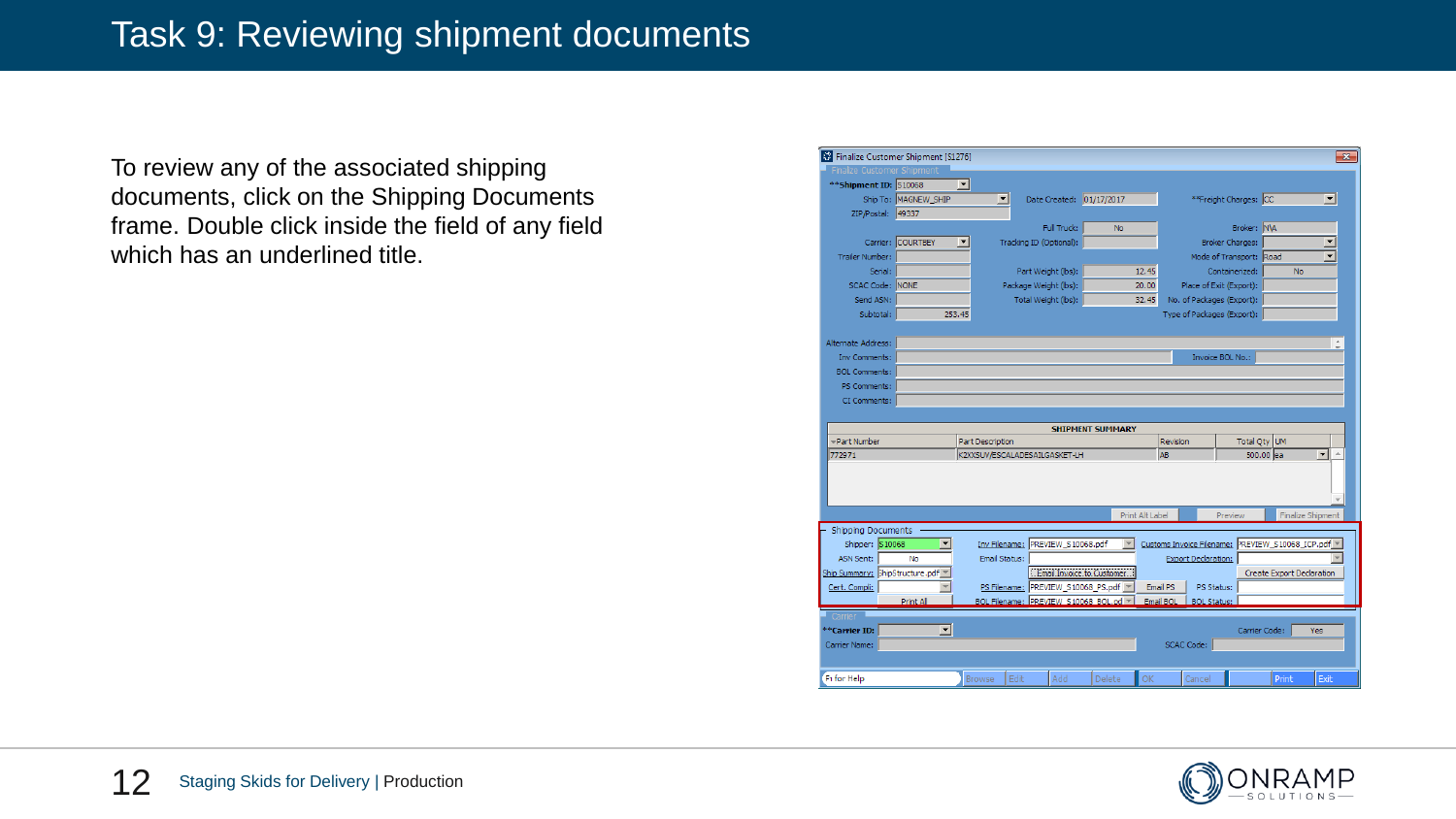# Task 9: Reviewing shipment documents

To review any of the associated shipping documents, click on the Shipping Documents frame. Double click inside the field of any field which has an underlined title.